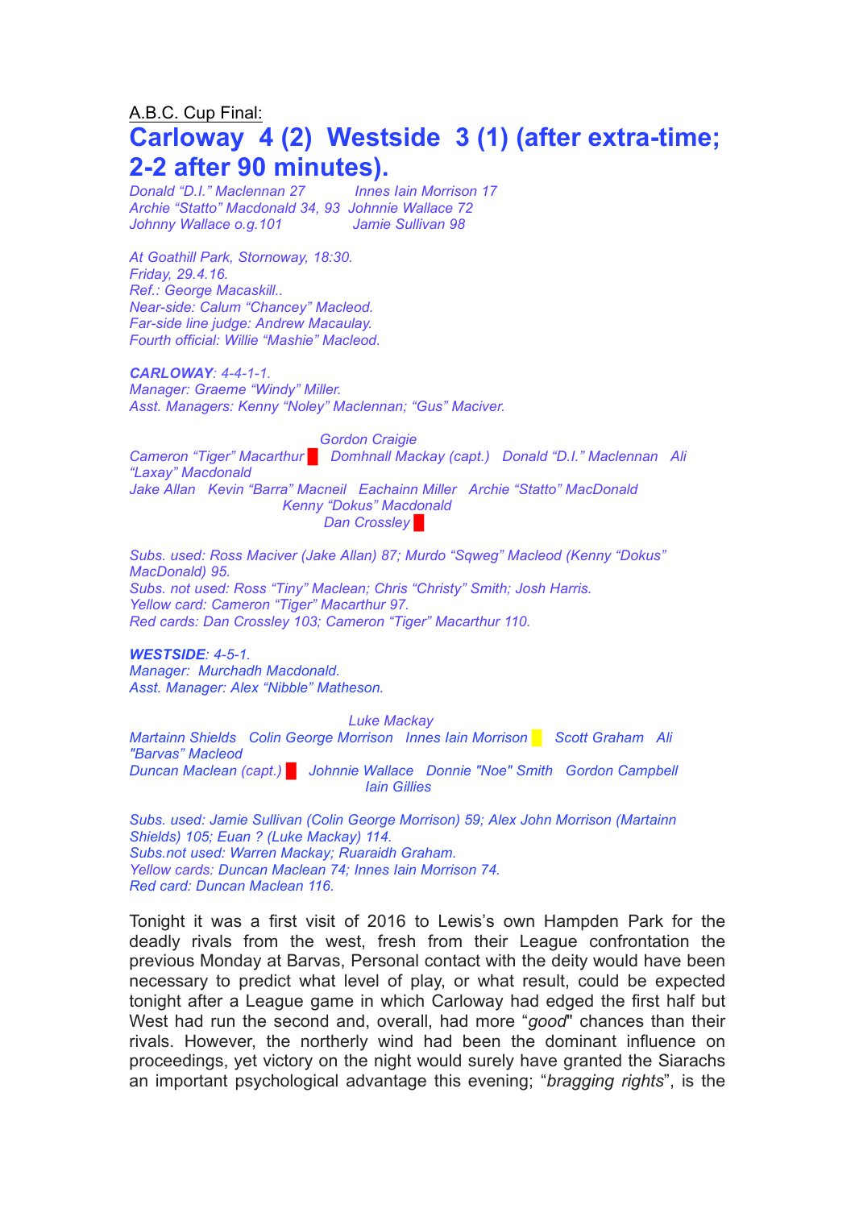<u>A.B.C. Cup Final:</u>

# Carloway 4 (2) Westside 3 (1) (after extra-time; 2-2 after 90 minutes).

*Donald "D.I." Maclennan 27 &nbsp;&nbsp;&nbsp;&nbsp; Innes Iain Morrison 17*
*Archie "Statto" Macdonald 34, 93 &nbsp; Johnnie Wallace 72*
*Johnny Wallace o.g.101 &nbsp;&nbsp;&nbsp;&nbsp; Jamie Sullivan 98*

*At Goathill Park, Stornoway, 18:30.*
*Friday, 29.4.16.*
*Ref.: George Macaskill..*
*Near-side: Calum "Chancey" Macleod.*
*Far-side line judge: Andrew Macaulay.*
*Fourth official: Willie "Mashie" Macleod.*

***CARLOWAY**: 4-4-1-1.*
*Manager: Graeme "Windy" Miller.*
*Asst. Managers: Kenny "Noley" Maclennan; "Gus" Maciver.*

*Gordon Craigie*
*Cameron "Tiger" Macarthur 🟥 Domhnall Mackay (capt.) Donald "D.I." Maclennan Ali "Laxay" Macdonald*
*Jake Allan Kevin "Barra" Macneil Eachainn Miller Archie "Statto" MacDonald*
*Kenny "Dokus" Macdonald*
*Dan Crossley 🟥*

*Subs. used: Ross Maciver (Jake Allan) 87; Murdo "Sqweg" Macleod (Kenny "Dokus" MacDonald) 95.*
*Subs. not used: Ross "Tiny" Maclean; Chris "Christy" Smith; Josh Harris.*
*Yellow card: Cameron "Tiger" Macarthur 97.*
*Red cards: Dan Crossley 103; Cameron "Tiger" Macarthur 110.*

***WESTSIDE**: 4-5-1.*
*Manager: Murchadh Macdonald.*
*Asst. Manager: Alex "Nibble" Matheson.*

*Luke Mackay*
*Martainn Shields Colin George Morrison Innes Iain Morrison 🟨 Scott Graham Ali "Barvas" Macleod*
*Duncan Maclean (capt.) 🟥 Johnnie Wallace Donnie "Noe" Smith Gordon Campbell*
*Iain Gillies*

*Subs. used: Jamie Sullivan (Colin George Morrison) 59; Alex John Morrison (Martainn Shields) 105; Euan ? (Luke Mackay) 114.*
*Subs.not used: Warren Mackay; Ruaraidh Graham.*
*Yellow cards: Duncan Maclean 74; Innes Iain Morrison 74.*
*Red card: Duncan Maclean 116.*

Tonight it was a first visit of 2016 to Lewis's own Hampden Park for the deadly rivals from the west, fresh from their League confrontation the previous Monday at Barvas, Personal contact with the deity would have been necessary to predict what level of play, or what result, could be expected tonight after a League game in which Carloway had edged the first half but West had run the second and, overall, had more "*good*" chances than their rivals. However, the northerly wind had been the dominant influence on proceedings, yet victory on the night would surely have granted the Siarachs an important psychological advantage this evening; "*bragging rights*", is the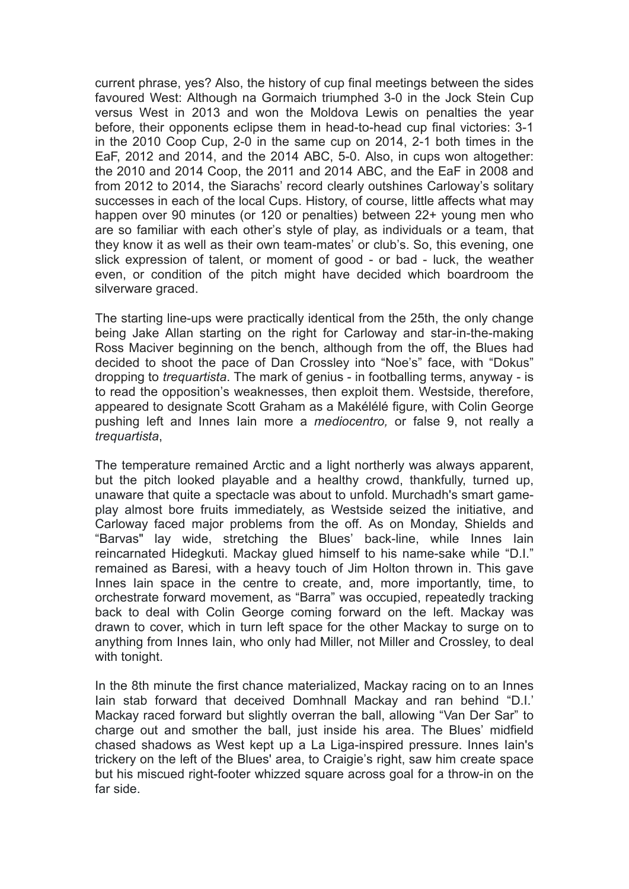current phrase, yes? Also, the history of cup final meetings between the sides favoured West: Although na Gormaich triumphed 3-0 in the Jock Stein Cup versus West in 2013 and won the Moldova Lewis on penalties the year before, their opponents eclipse them in head-to-head cup final victories: 3-1 in the 2010 Coop Cup, 2-0 in the same cup on 2014, 2-1 both times in the EaF, 2012 and 2014, and the 2014 ABC, 5-0. Also, in cups won altogether: the 2010 and 2014 Coop, the 2011 and 2014 ABC, and the EaF in 2008 and from 2012 to 2014, the Siarachs' record clearly outshines Carloway's solitary successes in each of the local Cups. History, of course, little affects what may happen over 90 minutes (or 120 or penalties) between 22+ young men who are so familiar with each other's style of play, as individuals or a team, that they know it as well as their own team-mates' or club's. So, this evening, one slick expression of talent, or moment of good - or bad - luck, the weather even, or condition of the pitch might have decided which boardroom the silverware graced.

The starting line-ups were practically identical from the 25th, the only change being Jake Allan starting on the right for Carloway and star-in-the-making Ross Maciver beginning on the bench, although from the off, the Blues had decided to shoot the pace of Dan Crossley into "Noe's" face, with "Dokus" dropping to *trequartista*. The mark of genius - in footballing terms, anyway - is to read the opposition's weaknesses, then exploit them. Westside, therefore, appeared to designate Scott Graham as a Makélélé figure, with Colin George pushing left and Innes Iain more a *mediocentro,* or false 9, not really a *trequartista*,

The temperature remained Arctic and a light northerly was always apparent, but the pitch looked playable and a healthy crowd, thankfully, turned up, unaware that quite a spectacle was about to unfold. Murchadh's smart game-play almost bore fruits immediately, as Westside seized the initiative, and Carloway faced major problems from the off. As on Monday, Shields and "Barvas" lay wide, stretching the Blues' back-line, while Innes Iain reincarnated Hidegkuti. Mackay glued himself to his name-sake while "D.I." remained as Baresi, with a heavy touch of Jim Holton thrown in. This gave Innes Iain space in the centre to create, and, more importantly, time, to orchestrate forward movement, as "Barra" was occupied, repeatedly tracking back to deal with Colin George coming forward on the left. Mackay was drawn to cover, which in turn left space for the other Mackay to surge on to anything from Innes Iain, who only had Miller, not Miller and Crossley, to deal with tonight.

In the 8th minute the first chance materialized, Mackay racing on to an Innes Iain stab forward that deceived Domhnall Mackay and ran behind "D.I.' Mackay raced forward but slightly overran the ball, allowing "Van Der Sar" to charge out and smother the ball, just inside his area. The Blues' midfield chased shadows as West kept up a La Liga-inspired pressure. Innes Iain's trickery on the left of the Blues' area, to Craigie's right, saw him create space but his miscued right-footer whizzed square across goal for a throw-in on the far side.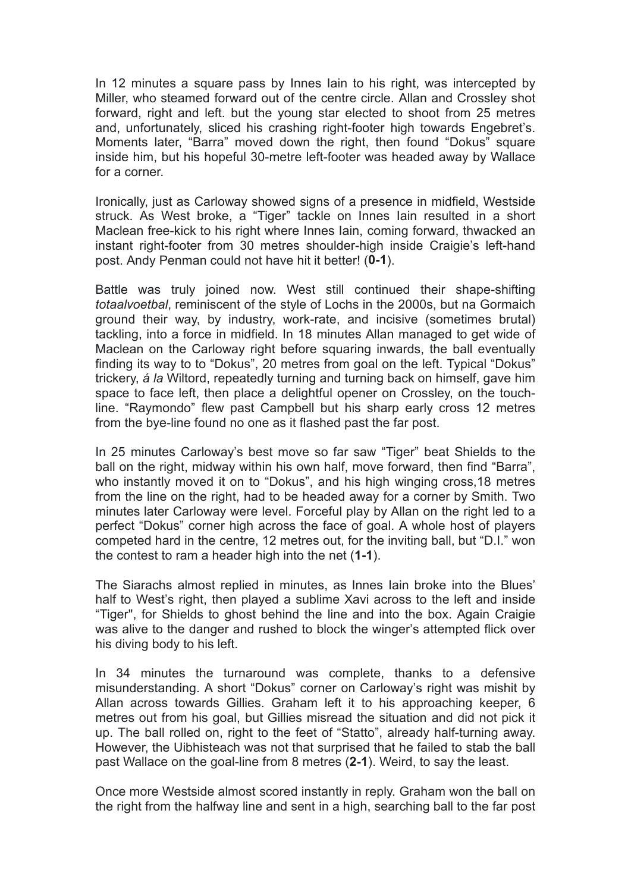In 12 minutes a square pass by Innes Iain to his right, was intercepted by Miller, who steamed forward out of the centre circle. Allan and Crossley shot forward, right and left. but the young star elected to shoot from 25 metres and, unfortunately, sliced his crashing right-footer high towards Engebret's. Moments later, "Barra" moved down the right, then found "Dokus" square inside him, but his hopeful 30-metre left-footer was headed away by Wallace for a corner.

Ironically, just as Carloway showed signs of a presence in midfield, Westside struck. As West broke, a "Tiger" tackle on Innes Iain resulted in a short Maclean free-kick to his right where Innes Iain, coming forward, thwacked an instant right-footer from 30 metres shoulder-high inside Craigie's left-hand post. Andy Penman could not have hit it better! (**0-1**).

Battle was truly joined now. West still continued their shape-shifting *totaalvoetbal*, reminiscent of the style of Lochs in the 2000s, but na Gormaich ground their way, by industry, work-rate, and incisive (sometimes brutal) tackling, into a force in midfield. In 18 minutes Allan managed to get wide of Maclean on the Carloway right before squaring inwards, the ball eventually finding its way to to "Dokus", 20 metres from goal on the left. Typical "Dokus" trickery, *á la* Wiltord, repeatedly turning and turning back on himself, gave him space to face left, then place a delightful opener on Crossley, on the touch-line. "Raymondo" flew past Campbell but his sharp early cross 12 metres from the bye-line found no one as it flashed past the far post.

In 25 minutes Carloway's best move so far saw "Tiger" beat Shields to the ball on the right, midway within his own half, move forward, then find "Barra", who instantly moved it on to "Dokus", and his high winging cross,18 metres from the line on the right, had to be headed away for a corner by Smith. Two minutes later Carloway were level. Forceful play by Allan on the right led to a perfect "Dokus" corner high across the face of goal. A whole host of players competed hard in the centre, 12 metres out, for the inviting ball, but "D.I." won the contest to ram a header high into the net (**1-1**).

The Siarachs almost replied in minutes, as Innes Iain broke into the Blues' half to West's right, then played a sublime Xavi across to the left and inside "Tiger", for Shields to ghost behind the line and into the box. Again Craigie was alive to the danger and rushed to block the winger's attempted flick over his diving body to his left.

In 34 minutes the turnaround was complete, thanks to a defensive misunderstanding. A short "Dokus" corner on Carloway's right was mishit by Allan across towards Gillies. Graham left it to his approaching keeper, 6 metres out from his goal, but Gillies misread the situation and did not pick it up. The ball rolled on, right to the feet of "Statto", already half-turning away. However, the Uibhisteach was not that surprised that he failed to stab the ball past Wallace on the goal-line from 8 metres (**2-1**). Weird, to say the least.

Once more Westside almost scored instantly in reply. Graham won the ball on the right from the halfway line and sent in a high, searching ball to the far post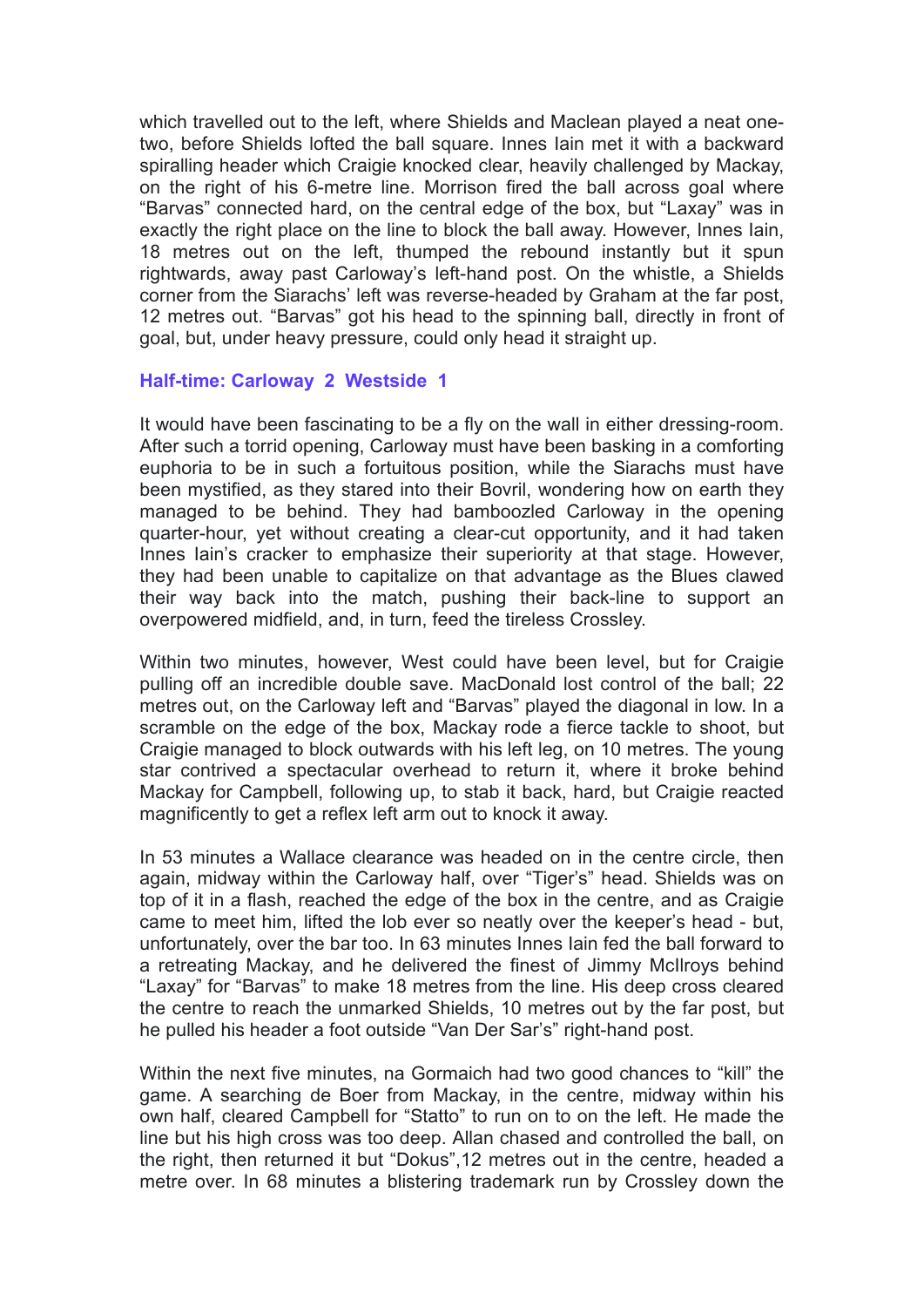which travelled out to the left, where Shields and Maclean played a neat one-two, before Shields lofted the ball square. Innes Iain met it with a backward spiralling header which Craigie knocked clear, heavily challenged by Mackay, on the right of his 6-metre line. Morrison fired the ball across goal where "Barvas" connected hard, on the central edge of the box, but "Laxay" was in exactly the right place on the line to block the ball away. However, Innes Iain, 18 metres out on the left, thumped the rebound instantly but it spun rightwards, away past Carloway's left-hand post. On the whistle, a Shields corner from the Siarachs' left was reverse-headed by Graham at the far post, 12 metres out. "Barvas" got his head to the spinning ball, directly in front of goal, but, under heavy pressure, could only head it straight up.

### Half-time: Carloway 2 Westside 1

It would have been fascinating to be a fly on the wall in either dressing-room. After such a torrid opening, Carloway must have been basking in a comforting euphoria to be in such a fortuitous position, while the Siarachs must have been mystified, as they stared into their Bovril, wondering how on earth they managed to be behind. They had bamboozled Carloway in the opening quarter-hour, yet without creating a clear-cut opportunity, and it had taken Innes Iain's cracker to emphasize their superiority at that stage. However, they had been unable to capitalize on that advantage as the Blues clawed their way back into the match, pushing their back-line to support an overpowered midfield, and, in turn, feed the tireless Crossley.

Within two minutes, however, West could have been level, but for Craigie pulling off an incredible double save. MacDonald lost control of the ball; 22 metres out, on the Carloway left and "Barvas" played the diagonal in low. In a scramble on the edge of the box, Mackay rode a fierce tackle to shoot, but Craigie managed to block outwards with his left leg, on 10 metres. The young star contrived a spectacular overhead to return it, where it broke behind Mackay for Campbell, following up, to stab it back, hard, but Craigie reacted magnificently to get a reflex left arm out to knock it away.

In 53 minutes a Wallace clearance was headed on in the centre circle, then again, midway within the Carloway half, over "Tiger's" head. Shields was on top of it in a flash, reached the edge of the box in the centre, and as Craigie came to meet him, lifted the lob ever so neatly over the keeper's head - but, unfortunately, over the bar too. In 63 minutes Innes Iain fed the ball forward to a retreating Mackay, and he delivered the finest of Jimmy McIlroys behind "Laxay" for "Barvas" to make 18 metres from the line. His deep cross cleared the centre to reach the unmarked Shields, 10 metres out by the far post, but he pulled his header a foot outside "Van Der Sar's" right-hand post.

Within the next five minutes, na Gormaich had two good chances to "kill" the game. A searching de Boer from Mackay, in the centre, midway within his own half, cleared Campbell for "Statto" to run on to on the left. He made the line but his high cross was too deep. Allan chased and controlled the ball, on the right, then returned it but "Dokus",12 metres out in the centre, headed a metre over. In 68 minutes a blistering trademark run by Crossley down the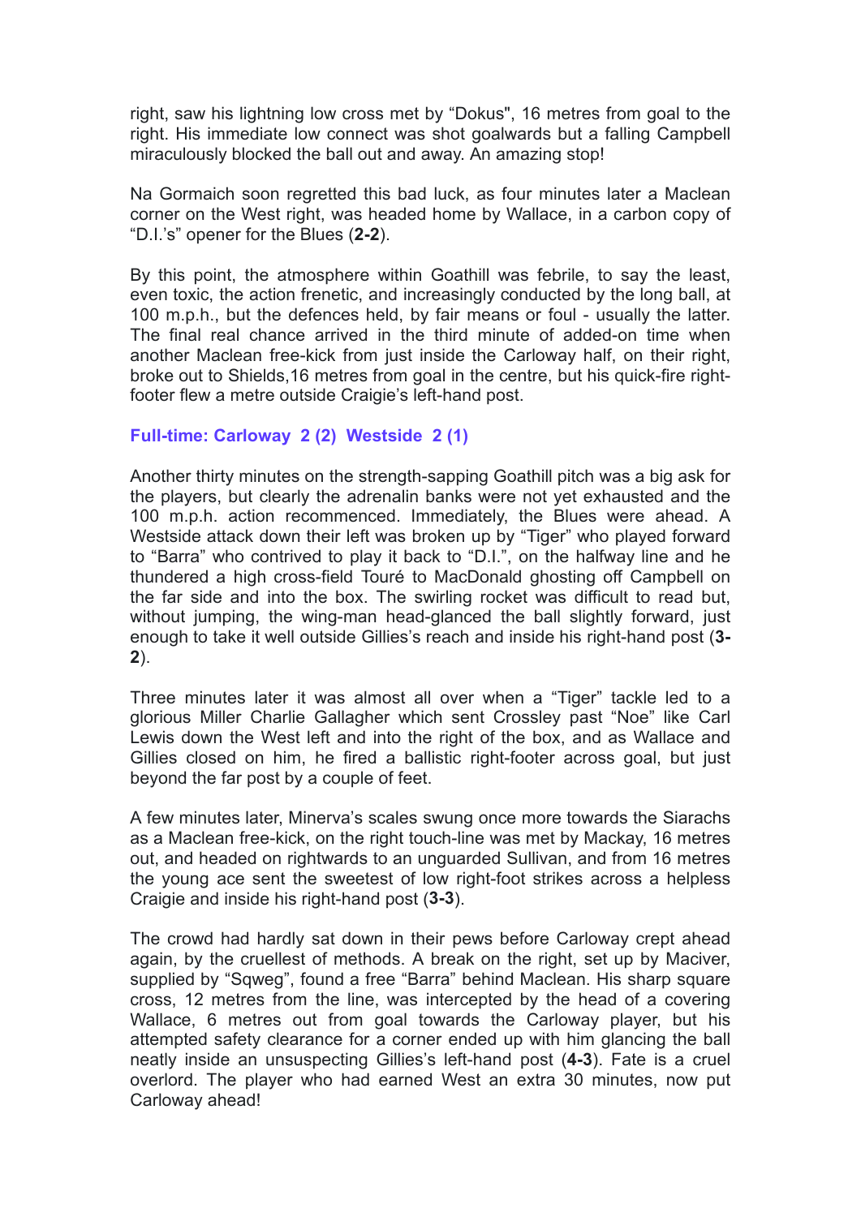right, saw his lightning low cross met by "Dokus", 16 metres from goal to the right. His immediate low connect was shot goalwards but a falling Campbell miraculously blocked the ball out and away. An amazing stop!

Na Gormaich soon regretted this bad luck, as four minutes later a Maclean corner on the West right, was headed home by Wallace, in a carbon copy of "D.I.'s" opener for the Blues (**2-2**).

By this point, the atmosphere within Goathill was febrile, to say the least, even toxic, the action frenetic, and increasingly conducted by the long ball, at 100 m.p.h., but the defences held, by fair means or foul - usually the latter. The final real chance arrived in the third minute of added-on time when another Maclean free-kick from just inside the Carloway half, on their right, broke out to Shields,16 metres from goal in the centre, but his quick-fire right-footer flew a metre outside Craigie's left-hand post.

**Full-time: Carloway 2 (2) Westside 2 (1)**

Another thirty minutes on the strength-sapping Goathill pitch was a big ask for the players, but clearly the adrenalin banks were not yet exhausted and the 100 m.p.h. action recommenced. Immediately, the Blues were ahead. A Westside attack down their left was broken up by "Tiger" who played forward to "Barra" who contrived to play it back to "D.I.", on the halfway line and he thundered a high cross-field Touré to MacDonald ghosting off Campbell on the far side and into the box. The swirling rocket was difficult to read but, without jumping, the wing-man head-glanced the ball slightly forward, just enough to take it well outside Gillies's reach and inside his right-hand post (**3-2**).

Three minutes later it was almost all over when a "Tiger" tackle led to a glorious Miller Charlie Gallagher which sent Crossley past "Noe" like Carl Lewis down the West left and into the right of the box, and as Wallace and Gillies closed on him, he fired a ballistic right-footer across goal, but just beyond the far post by a couple of feet.

A few minutes later, Minerva's scales swung once more towards the Siarachs as a Maclean free-kick, on the right touch-line was met by Mackay, 16 metres out, and headed on rightwards to an unguarded Sullivan, and from 16 metres the young ace sent the sweetest of low right-foot strikes across a helpless Craigie and inside his right-hand post (**3-3**).

The crowd had hardly sat down in their pews before Carloway crept ahead again, by the cruellest of methods. A break on the right, set up by Maciver, supplied by "Sqweg", found a free "Barra" behind Maclean. His sharp square cross, 12 metres from the line, was intercepted by the head of a covering Wallace, 6 metres out from goal towards the Carloway player, but his attempted safety clearance for a corner ended up with him glancing the ball neatly inside an unsuspecting Gillies's left-hand post (**4-3**). Fate is a cruel overlord. The player who had earned West an extra 30 minutes, now put Carloway ahead!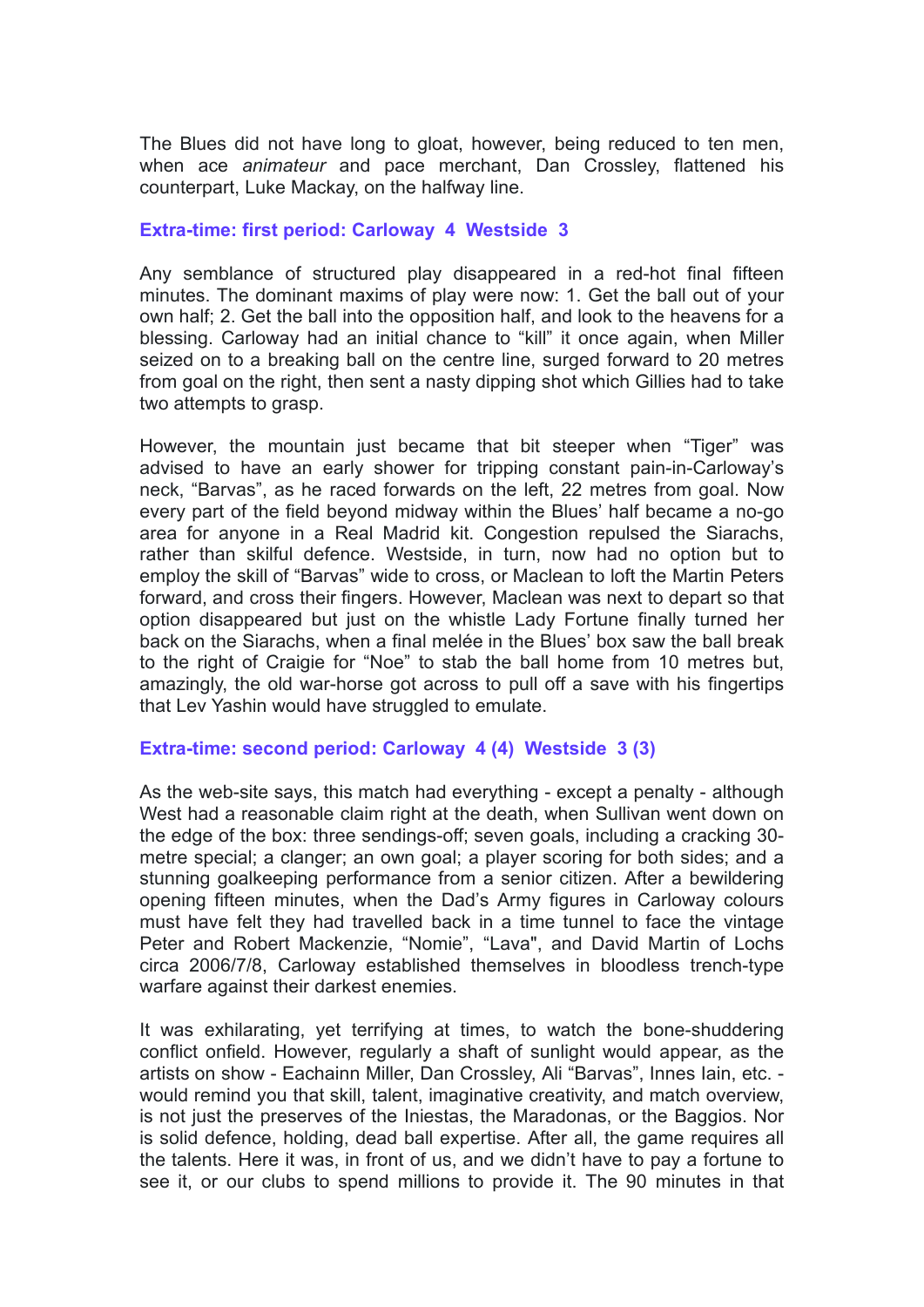The Blues did not have long to gloat, however, being reduced to ten men, when ace *animateur* and pace merchant, Dan Crossley, flattened his counterpart, Luke Mackay, on the halfway line.

### Extra-time: first period: Carloway 4 Westside 3

Any semblance of structured play disappeared in a red-hot final fifteen minutes. The dominant maxims of play were now: 1. Get the ball out of your own half; 2. Get the ball into the opposition half, and look to the heavens for a blessing. Carloway had an initial chance to "kill" it once again, when Miller seized on to a breaking ball on the centre line, surged forward to 20 metres from goal on the right, then sent a nasty dipping shot which Gillies had to take two attempts to grasp.

However, the mountain just became that bit steeper when "Tiger" was advised to have an early shower for tripping constant pain-in-Carloway's neck, "Barvas", as he raced forwards on the left, 22 metres from goal. Now every part of the field beyond midway within the Blues' half became a no-go area for anyone in a Real Madrid kit. Congestion repulsed the Siarachs, rather than skilful defence. Westside, in turn, now had no option but to employ the skill of "Barvas" wide to cross, or Maclean to loft the Martin Peters forward, and cross their fingers. However, Maclean was next to depart so that option disappeared but just on the whistle Lady Fortune finally turned her back on the Siarachs, when a final melée in the Blues' box saw the ball break to the right of Craigie for "Noe" to stab the ball home from 10 metres but, amazingly, the old war-horse got across to pull off a save with his fingertips that Lev Yashin would have struggled to emulate.

### Extra-time: second period: Carloway 4 (4) Westside 3 (3)

As the web-site says, this match had everything - except a penalty - although West had a reasonable claim right at the death, when Sullivan went down on the edge of the box: three sendings-off; seven goals, including a cracking 30-metre special; a clanger; an own goal; a player scoring for both sides; and a stunning goalkeeping performance from a senior citizen. After a bewildering opening fifteen minutes, when the Dad's Army figures in Carloway colours must have felt they had travelled back in a time tunnel to face the vintage Peter and Robert Mackenzie, "Nomie", "Lava", and David Martin of Lochs circa 2006/7/8, Carloway established themselves in bloodless trench-type warfare against their darkest enemies.

It was exhilarating, yet terrifying at times, to watch the bone-shuddering conflict onfield. However, regularly a shaft of sunlight would appear, as the artists on show - Eachainn Miller, Dan Crossley, Ali "Barvas", Innes Iain, etc. - would remind you that skill, talent, imaginative creativity, and match overview, is not just the preserves of the Iniestas, the Maradonas, or the Baggios. Nor is solid defence, holding, dead ball expertise. After all, the game requires all the talents. Here it was, in front of us, and we didn't have to pay a fortune to see it, or our clubs to spend millions to provide it. The 90 minutes in that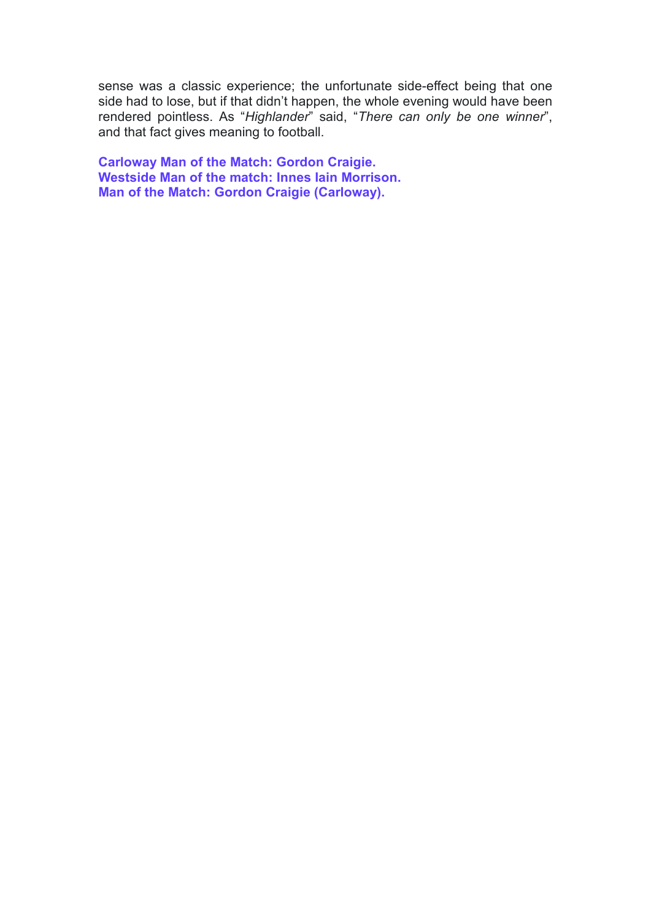sense was a classic experience; the unfortunate side-effect being that one side had to lose, but if that didn't happen, the whole evening would have been rendered pointless. As "*Highlander*" said, "*There can only be one winner*", and that fact gives meaning to football.

**Carloway Man of the Match: Gordon Craigie.**
**Westside Man of the match: Innes Iain Morrison.**
**Man of the Match: Gordon Craigie (Carloway).**